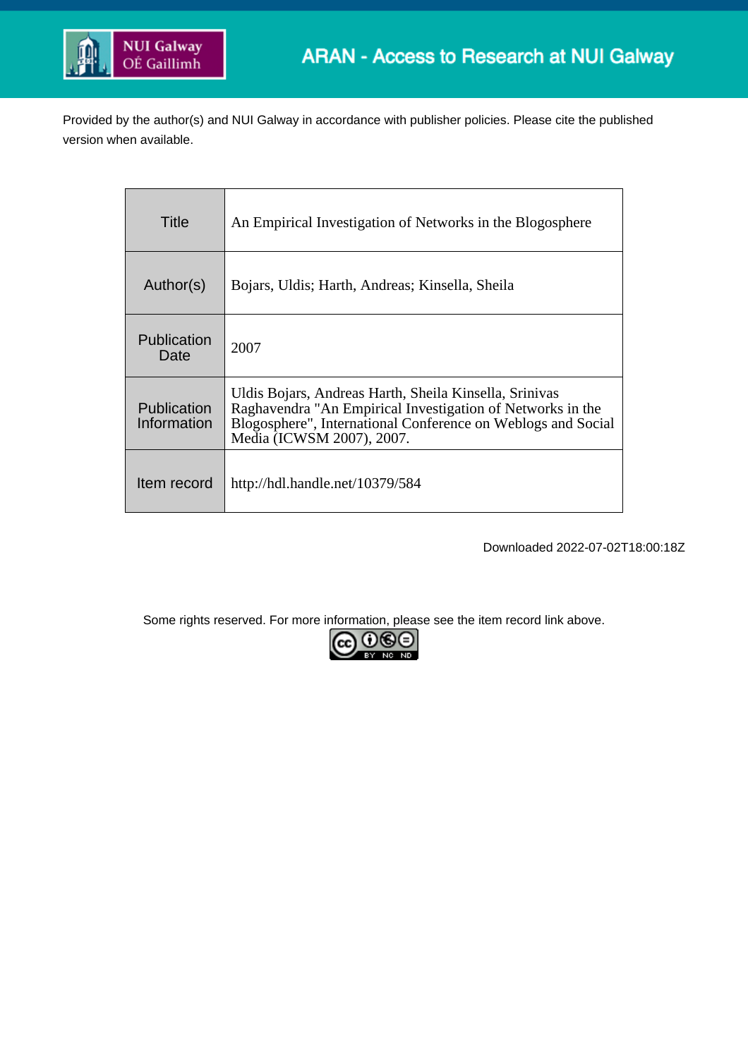ARAN - Access to Research at NUI Galway

Provided by the author(s) and NUI Galway in accordance with publisher policies. Please cite the published version when available.

| Title | An Empirical Investigation of Networks in the Blogosphere |
|---|---|
| Author(s) | Bojars, Uldis; Harth, Andreas; Kinsella, Sheila |
| Publication Date | 2007 |
| Publication Information | Uldis Bojars, Andreas Harth, Sheila Kinsella, Srinivas Raghavendra "An Empirical Investigation of Networks in the Blogosphere", International Conference on Weblogs and Social Media (ICWSM 2007), 2007. |
| Item record | http://hdl.handle.net/10379/584 |

Downloaded 2022-07-02T18:00:18Z

Some rights reserved. For more information, please see the item record link above.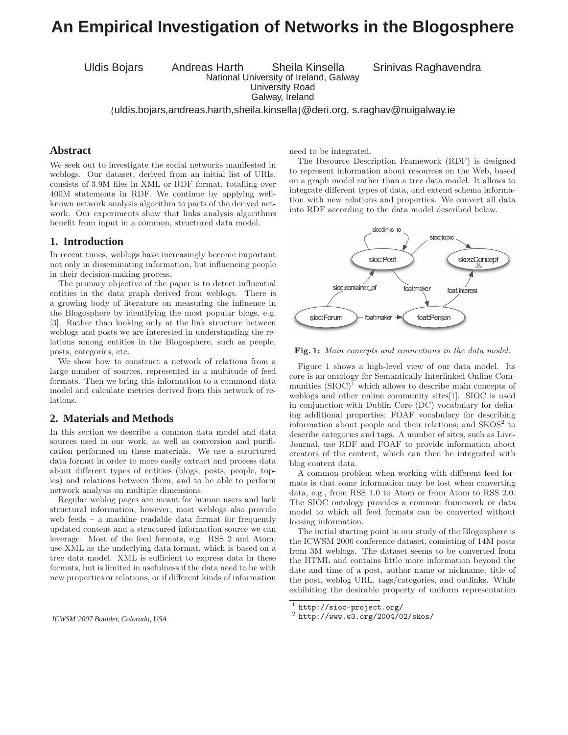# An Empirical Investigation of Networks in the Blogosphere

Uldis Bojars Andreas Harth Sheila Kinsella Srinivas Raghavendra
National University of Ireland, Galway
University Road
Galway, Ireland

{uldis.bojars,andreas.harth,sheila.kinsella}@deri.org, s.raghav@nuigalway.ie

## Abstract

We seek out to investigate the social networks manifested in weblogs. Our dataset, derived from an initial list of URIs, consists of 3.9M files in XML or RDF format, totalling over 400M statements in RDF. We continue by applying well-known network analysis algorithm to parts of the derived network. Our experiments show that links analysis algorithms benefit from input in a common, structured data model.

## 1. Introduction

In recent times, weblogs have increasingly become important not only in disseminating information, but influencing people in their decision-making process.

The primary objective of the paper is to detect influential entities in the data graph derived from weblogs. There is a growing body of literature on measuring the influence in the Blogosphere by identifying the most popular blogs, e.g. [3]. Rather than looking only at the link structure between weblogs and posts we are interested in understanding the relations among entities in the Blogosphere, such as people, posts, categories, etc.

We show how to construct a network of relations from a large number of sources, represented in a multitude of feed formats. Then we bring this information to a commond data model and calculate metrics derived from this network of relations.

## 2. Materials and Methods

In this section we describe a common data model and data sources used in our work, as well as conversion and purification performed on these materials. We use a structured data format in order to more easily extract and process data about different types of entities (blogs, posts, people, topics) and relations between them, and to be able to perform network analysis on multiple dimensions.

Regular weblog pages are meant for human users and lack structural information, however, most weblogs also provide web feeds – a machine readable data format for frequently updated content and a structured information source we can leverage. Most of the feed formats, e.g. RSS 2 and Atom, use XML as the underlying data format, which is based on a tree data model. XML is sufficient to express data in these formats, but is limited in usefulness if the data need to be with new properties or relations, or if different kinds of information need to be integrated.

The Resource Description Framework (RDF) is designed to represent information about resources on the Web, based on a graph model rather than a tree data model. It allows to integrate different types of data, and extend schema information with new relations and properties. We convert all data into RDF according to the data model described below.

**Fig. 1:** *Main concepts and connections in the data model.*

Figure 1 shows a high-level view of our data model. Its core is an ontology for Semantically Interlinked Online Communities (SIOC)[1] which allows to describe main concepts of weblogs and other online community sites[1]. SIOC is used in conjunction with Dublin Core (DC) vocabulary for defining additional properties; FOAF vocabulary for describing information about people and their relations; and SKOS[2] to describe categories and tags. A number of sites, such as LiveJournal, use RDF and FOAF to provide information about creators of the content, which can then be integrated with blog content data.

A common problem when working with different feed formats is that some information may be lost when converting data, e.g., from RSS 1.0 to Atom or from Atom to RSS 2.0. The SIOC ontology provides a common framework or data model to which all feed formats can be converted without loosing information.

The initial starting point in our study of the Blogosphere is the ICWSM 2006 conference dataset, consisting of 14M posts from 3M weblogs. The dataset seems to be converted from the HTML and contains little more information beyond the date and time of a post, author name or nickname, title of the post, weblog URL, tags/categories, and outlinks. While exhibiting the desirable property of uniform representation

[1] http://sioc-project.org/
[2] http://www.w3.org/2004/02/skos/

ICWSM'2007 Boulder, Colorado, USA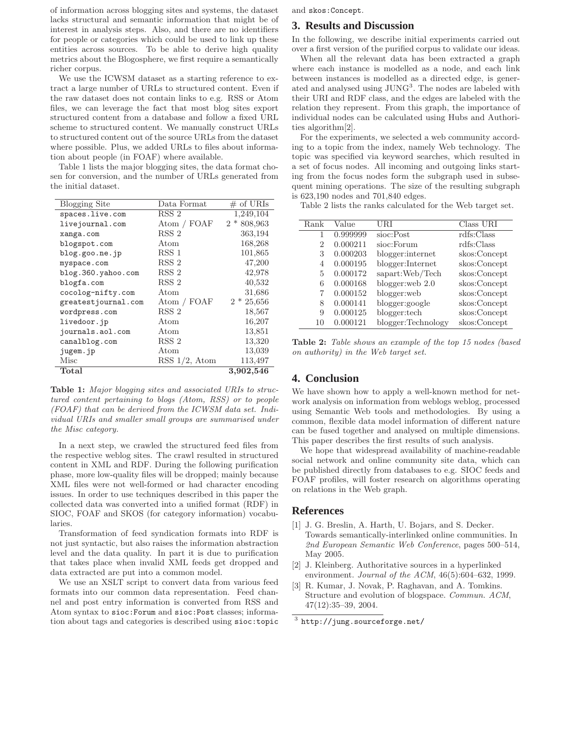of information across blogging sites and systems, the dataset lacks structural and semantic information that might be of interest in analysis steps. Also, and there are no identifiers for people or categories which could be used to link up these entities across sources. To be able to derive high quality metrics about the Blogosphere, we first require a semantically richer corpus.

We use the ICWSM dataset as a starting reference to extract a large number of URLs to structured content. Even if the raw dataset does not contain links to e.g. RSS or Atom files, we can leverage the fact that most blog sites export structured content from a database and follow a fixed URL scheme to structured content. We manually construct URLs to structured content out of the source URLs from the dataset where possible. Plus, we added URLs to files about information about people (in FOAF) where available.

Table 1 lists the major blogging sites, the data format chosen for conversion, and the number of URLs generated from the initial dataset.

| Blogging Site | Data Format | # of URIs |
|---|---|---|
| `spaces.live.com` | RSS 2 | 1,249,104 |
| `livejournal.com` | Atom / FOAF | 2 * 808,963 |
| `xanga.com` | RSS 2 | 363,194 |
| `blogspot.com` | Atom | 168,268 |
| `blog.goo.ne.jp` | RSS 1 | 101,865 |
| `myspace.com` | RSS 2 | 47,200 |
| `blog.360.yahoo.com` | RSS 2 | 42,978 |
| `blogfa.com` | RSS 2 | 40,532 |
| `cocolog-nifty.com` | Atom | 31,686 |
| `greatestjournal.com` | Atom / FOAF | 2 * 25,656 |
| `wordpress.com` | RSS 2 | 18,567 |
| `livedoor.jp` | Atom | 16,207 |
| `journals.aol.com` | Atom | 13,851 |
| `canalblog.com` | RSS 2 | 13,320 |
| `jugem.jp` | Atom | 13,039 |
| Misc | RSS 1/2, Atom | 113,497 |
| **Total** | | **3,902,546** |

**Table 1:** *Major blogging sites and associated URIs to structured content pertaining to blogs (Atom, RSS) or to people (FOAF) that can be derived from the ICWSM data set. Individual URIs and smaller small groups are summarised under the Misc category.*

In a next step, we crawled the structured feed files from the respective weblog sites. The crawl resulted in structured content in XML and RDF. During the following purification phase, more low-quality files will be dropped; mainly because XML files were not well-formed or had character encoding issues. In order to use techniques described in this paper the collected data was converted into a unified format (RDF) in SIOC, FOAF and SKOS (for category information) vocabularies.

Transformation of feed syndication formats into RDF is not just syntactic, but also raises the information abstraction level and the data quality. In part it is due to purification that takes place when invalid XML feeds get dropped and data extracted are put into a common model.

We use an XSLT script to convert data from various feed formats into our common data representation. Feed channel and post entry information is converted from RSS and Atom syntax to `sioc:Forum` and `sioc:Post` classes; information about tags and categories is described using `sioc:topic` and `skos:Concept`.

## 3. Results and Discussion

In the following, we describe initial experiments carried out over a first version of the purified corpus to validate our ideas.

When all the relevant data has been extracted a graph where each instance is modelled as a node, and each link between instances is modelled as a directed edge, is generated and analysed using JUNG[3]. The nodes are labeled with their URI and RDF class, and the edges are labeled with the relation they represent. From this graph, the importance of individual nodes can be calculated using Hubs and Authorities algorithm[2].

For the experiments, we selected a web community according to a topic from the index, namely Web technology. The topic was specified via keyword searches, which resulted in a set of focus nodes. All incoming and outgoing links starting from the focus nodes form the subgraph used in subsequent mining operations. The size of the resulting subgraph is 623,190 nodes and 701,840 edges.

Table 2 lists the ranks calculated for the Web target set.

| Rank | Value | URI | Class URI |
|---|---|---|---|
| 1 | 0.999999 | sioc:Post | rdfs:Class |
| 2 | 0.000211 | sioc:Forum | rdfs:Class |
| 3 | 0.000203 | blogger:internet | skos:Concept |
| 4 | 0.000195 | blogger:Internet | skos:Concept |
| 5 | 0.000172 | sapart:Web/Tech | skos:Concept |
| 6 | 0.000168 | blogger:web 2.0 | skos:Concept |
| 7 | 0.000152 | blogger:web | skos:Concept |
| 8 | 0.000141 | blogger:google | skos:Concept |
| 9 | 0.000125 | blogger:tech | skos:Concept |
| 10 | 0.000121 | blogger:Technology | skos:Concept |

**Table 2:** *Table shows an example of the top 15 nodes (based on authority) in the Web target set.*

## 4. Conclusion

We have shown how to apply a well-known method for network analysis on information from weblogs weblog, processed using Semantic Web tools and methodologies. By using a common, flexible data model information of different nature can be fused together and analysed on multiple dimensions. This paper describes the first results of such analysis.

We hope that widespread availability of machine-readable social network and online community site data, which can be published directly from databases to e.g. SIOC feeds and FOAF profiles, will foster research on algorithms operating on relations in the Web graph.

## References

[1] J. G. Breslin, A. Harth, U. Bojars, and S. Decker. Towards semantically-interlinked online communities. In *2nd European Semantic Web Conference*, pages 500–514, May 2005.

[2] J. Kleinberg. Authoritative sources in a hyperlinked environment. *Journal of the ACM*, 46(5):604–632, 1999.

[3] R. Kumar, J. Novak, P. Raghavan, and A. Tomkins. Structure and evolution of blogspace. *Commun. ACM*, 47(12):35–39, 2004.

[3] `http://jung.sourceforge.net/`